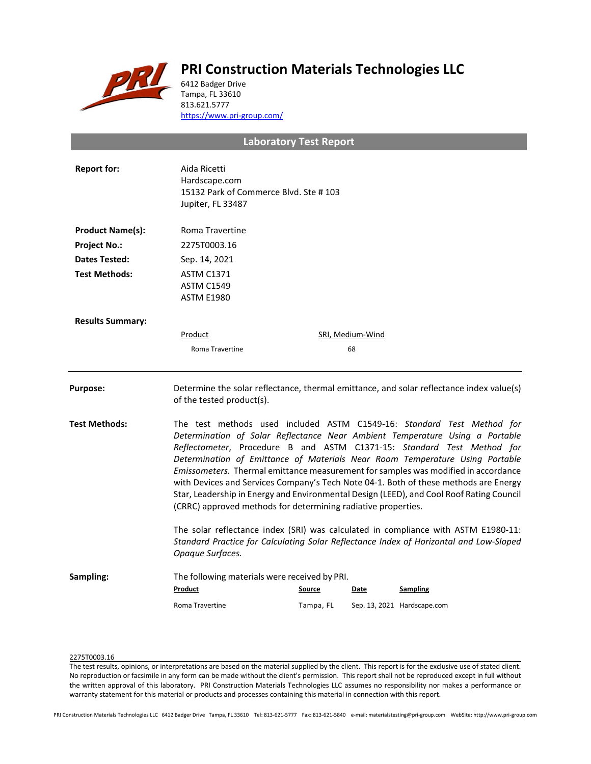# PRI Construction Materials Technologies LLC

6412 Badger Drive
Tampa, FL 33610
813.621.5777
https://www.pri-group.com/

## Laboratory Test Report

**Report for:** Aida Ricetti
Hardscape.com
15132 Park of Commerce Blvd. Ste # 103
Jupiter, FL 33487

**Product Name(s):** Roma Travertine

**Project No.:** 2275T0003.16

**Dates Tested:** Sep. 14, 2021

**Test Methods:** ASTM C1371
ASTM C1549
ASTM E1980

**Results Summary:**

| Product | SRI, Medium-Wind |
|---|---|
| Roma Travertine | 68 |

---

**Purpose:** Determine the solar reflectance, thermal emittance, and solar reflectance index value(s) of the tested product(s).

**Test Methods:** The test methods used included ASTM C1549-16: *Standard Test Method for Determination of Solar Reflectance Near Ambient Temperature Using a Portable Reflectometer*, Procedure B and ASTM C1371-15: *Standard Test Method for Determination of Emittance of Materials Near Room Temperature Using Portable Emissometers.* Thermal emittance measurement for samples was modified in accordance with Devices and Services Company's Tech Note 04-1. Both of these methods are Energy Star, Leadership in Energy and Environmental Design (LEED), and Cool Roof Rating Council (CRRC) approved methods for determining radiative properties.

The solar reflectance index (SRI) was calculated in compliance with ASTM E1980-11: *Standard Practice for Calculating Solar Reflectance Index of Horizontal and Low-Sloped Opaque Surfaces.*

**Sampling:** The following materials were received by PRI.

| Product | Source | Date | Sampling |
|---|---|---|---|
| Roma Travertine | Tampa, FL | Sep. 13, 2021 | Hardscape.com |

2275T0003.16

The test results, opinions, or interpretations are based on the material supplied by the client. This report is for the exclusive use of stated client. No reproduction or facsimile in any form can be made without the client's permission. This report shall not be reproduced except in full without the written approval of this laboratory. PRI Construction Materials Technologies LLC assumes no responsibility nor makes a performance or warranty statement for this material or products and processes containing this material in connection with this report.

PRI Construction Materials Technologies LLC 6412 Badger Drive Tampa, FL 33610 Tel: 813-621-5777 Fax: 813-621-5840 e-mail: materialstesting@pri-group.com WebSite: http://www.pri-group.com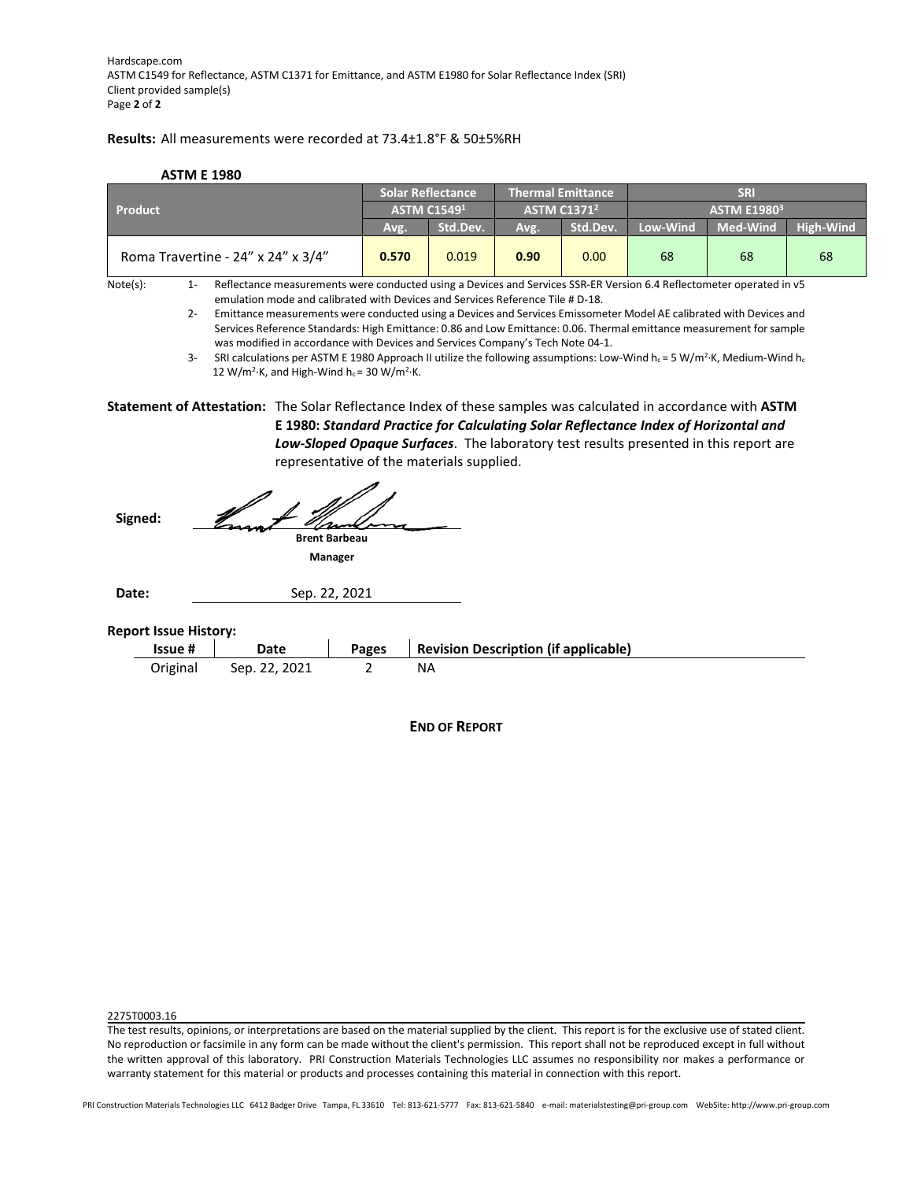Hardscape.com
ASTM C1549 for Reflectance, ASTM C1371 for Emittance, and ASTM E1980 for Solar Reflectance Index (SRI)
Client provided sample(s)

**Results:** All measurements were recorded at 73.4±1.8°F & 50±5%RH

**ASTM E 1980**

| Product | Solar Reflectance ASTM C1549[1] | | Thermal Emittance ASTM C1371[2] | | SRI ASTM E1980[3] | | |
|---|---|---|---|---|---|---|---|
| | Avg. | Std.Dev. | Avg. | Std.Dev. | Low-Wind | Med-Wind | High-Wind |
| Roma Travertine - 24" x 24" x 3/4" | **0.570** | 0.019 | **0.90** | 0.00 | 68 | 68 | 68 |

Note(s):

1- Reflectance measurements were conducted using a Devices and Services SSR-ER Version 6.4 Reflectometer operated in v5 emulation mode and calibrated with Devices and Services Reference Tile # D-18.

2- Emittance measurements were conducted using a Devices and Services Emissometer Model AE calibrated with Devices and Services Reference Standards: High Emittance: 0.86 and Low Emittance: 0.06. Thermal emittance measurement for sample was modified in accordance with Devices and Services Company's Tech Note 04-1.

3- SRI calculations per ASTM E 1980 Approach II utilize the following assumptions: Low-Wind $h_c = 5\ W/m^2\cdot K$, Medium-Wind $h_c$ $12\ W/m^2\cdot K$, and High-Wind $h_c = 30\ W/m^2\cdot K$.

**Statement of Attestation:** The Solar Reflectance Index of these samples was calculated in accordance with **ASTM E 1980:** ***Standard Practice for Calculating Solar Reflectance Index of Horizontal and Low-Sloped Opaque Surfaces***. The laboratory test results presented in this report are representative of the materials supplied.

**Signed:**

**Brent Barbeau**
**Manager**

**Date:** Sep. 22, 2021

**Report Issue History:**

| Issue # | Date | Pages | Revision Description (if applicable) |
|---|---|---|---|
| Original | Sep. 22, 2021 | 2 | NA |

**END OF REPORT**

2275T0003.16

The test results, opinions, or interpretations are based on the material supplied by the client. This report is for the exclusive use of stated client. No reproduction or facsimile in any form can be made without the client's permission. This report shall not be reproduced except in full without the written approval of this laboratory. PRI Construction Materials Technologies LLC assumes no responsibility nor makes a performance or warranty statement for this material or products and processes containing this material in connection with this report.

PRI Construction Materials Technologies LLC 6412 Badger Drive Tampa, FL 33610 Tel: 813-621-5777 Fax: 813-621-5840 e-mail: materialstesting@pri-group.com WebSite: http://www.pri-group.com